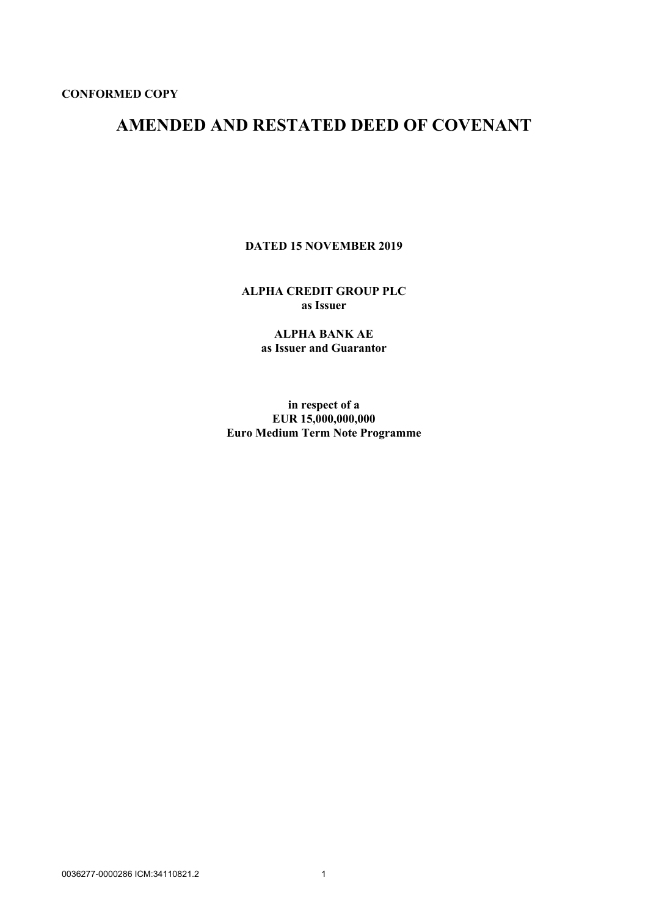**CONFORMED COPY**

# AMENDED AND RESTATED DEED OF COVENANT

**DATED 15 NOVEMBER 2019**

**ALPHA CREDIT GROUP PLC**
**as Issuer**

**ALPHA BANK AE**
**as Issuer and Guarantor**

**in respect of a**
**EUR 15,000,000,000**
**Euro Medium Term Note Programme**

0036277-0000286 ICM:34110821.2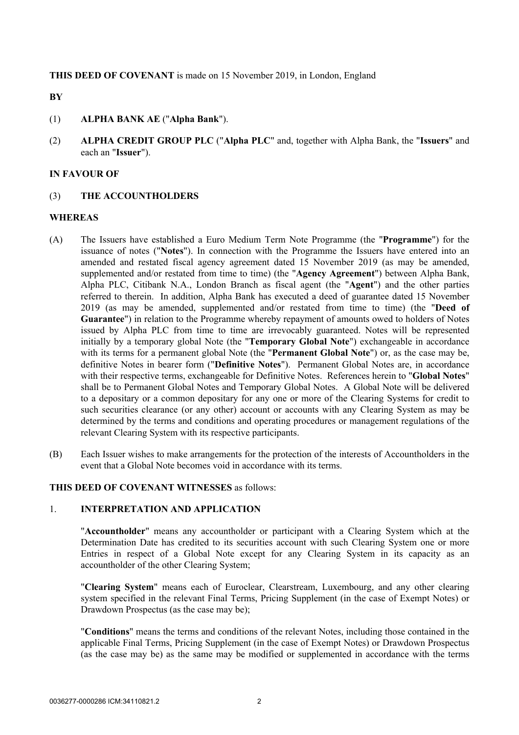**THIS DEED OF COVENANT** is made on 15 November 2019, in London, England

**BY**

(1) **ALPHA BANK AE** ("**Alpha Bank**").

(2) **ALPHA CREDIT GROUP PLC** ("**Alpha PLC**" and, together with Alpha Bank, the "**Issuers**" and each an "**Issuer**").

**IN FAVOUR OF**

(3) **THE ACCOUNTHOLDERS**

**WHEREAS**

(A) The Issuers have established a Euro Medium Term Note Programme (the "**Programme**") for the issuance of notes ("**Notes**"). In connection with the Programme the Issuers have entered into an amended and restated fiscal agency agreement dated 15 November 2019 (as may be amended, supplemented and/or restated from time to time) (the "**Agency Agreement**") between Alpha Bank, Alpha PLC, Citibank N.A., London Branch as fiscal agent (the "**Agent**") and the other parties referred to therein. In addition, Alpha Bank has executed a deed of guarantee dated 15 November 2019 (as may be amended, supplemented and/or restated from time to time) (the "**Deed of Guarantee**") in relation to the Programme whereby repayment of amounts owed to holders of Notes issued by Alpha PLC from time to time are irrevocably guaranteed. Notes will be represented initially by a temporary global Note (the "**Temporary Global Note**") exchangeable in accordance with its terms for a permanent global Note (the "**Permanent Global Note**") or, as the case may be, definitive Notes in bearer form ("**Definitive Notes**"). Permanent Global Notes are, in accordance with their respective terms, exchangeable for Definitive Notes. References herein to "**Global Notes**" shall be to Permanent Global Notes and Temporary Global Notes. A Global Note will be delivered to a depositary or a common depositary for any one or more of the Clearing Systems for credit to such securities clearance (or any other) account or accounts with any Clearing System as may be determined by the terms and conditions and operating procedures or management regulations of the relevant Clearing System with its respective participants.

(B) Each Issuer wishes to make arrangements for the protection of the interests of Accountholders in the event that a Global Note becomes void in accordance with its terms.

**THIS DEED OF COVENANT WITNESSES** as follows:

## 1. INTERPRETATION AND APPLICATION

"**Accountholder**" means any accountholder or participant with a Clearing System which at the Determination Date has credited to its securities account with such Clearing System one or more Entries in respect of a Global Note except for any Clearing System in its capacity as an accountholder of the other Clearing System;

"**Clearing System**" means each of Euroclear, Clearstream, Luxembourg, and any other clearing system specified in the relevant Final Terms, Pricing Supplement (in the case of Exempt Notes) or Drawdown Prospectus (as the case may be);

"**Conditions**" means the terms and conditions of the relevant Notes, including those contained in the applicable Final Terms, Pricing Supplement (in the case of Exempt Notes) or Drawdown Prospectus (as the case may be) as the same may be modified or supplemented in accordance with the terms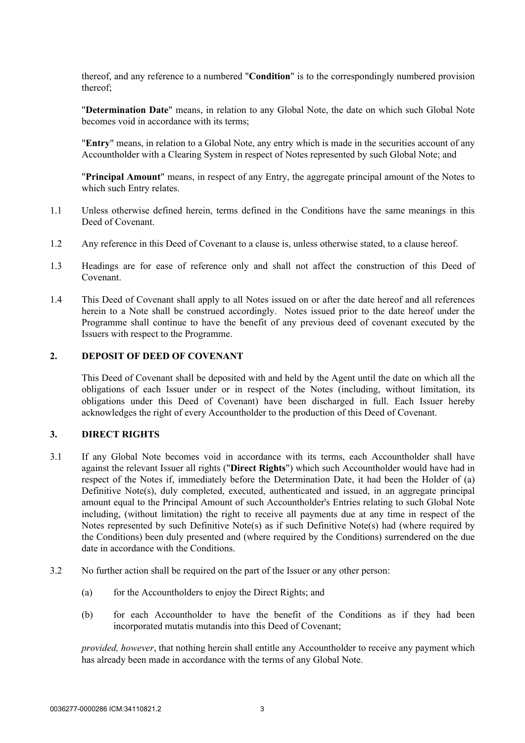thereof, and any reference to a numbered "**Condition**" is to the correspondingly numbered provision thereof;

"**Determination Date**" means, in relation to any Global Note, the date on which such Global Note becomes void in accordance with its terms;

"**Entry**" means, in relation to a Global Note, any entry which is made in the securities account of any Accountholder with a Clearing System in respect of Notes represented by such Global Note; and

"**Principal Amount**" means, in respect of any Entry, the aggregate principal amount of the Notes to which such Entry relates.

1.1 Unless otherwise defined herein, terms defined in the Conditions have the same meanings in this Deed of Covenant.

1.2 Any reference in this Deed of Covenant to a clause is, unless otherwise stated, to a clause hereof.

1.3 Headings are for ease of reference only and shall not affect the construction of this Deed of Covenant.

1.4 This Deed of Covenant shall apply to all Notes issued on or after the date hereof and all references herein to a Note shall be construed accordingly. Notes issued prior to the date hereof under the Programme shall continue to have the benefit of any previous deed of covenant executed by the Issuers with respect to the Programme.

## 2. DEPOSIT OF DEED OF COVENANT

This Deed of Covenant shall be deposited with and held by the Agent until the date on which all the obligations of each Issuer under or in respect of the Notes (including, without limitation, its obligations under this Deed of Covenant) have been discharged in full. Each Issuer hereby acknowledges the right of every Accountholder to the production of this Deed of Covenant.

## 3. DIRECT RIGHTS

3.1 If any Global Note becomes void in accordance with its terms, each Accountholder shall have against the relevant Issuer all rights ("**Direct Rights**") which such Accountholder would have had in respect of the Notes if, immediately before the Determination Date, it had been the Holder of (a) Definitive Note(s), duly completed, executed, authenticated and issued, in an aggregate principal amount equal to the Principal Amount of such Accountholder's Entries relating to such Global Note including, (without limitation) the right to receive all payments due at any time in respect of the Notes represented by such Definitive Note(s) as if such Definitive Note(s) had (where required by the Conditions) been duly presented and (where required by the Conditions) surrendered on the due date in accordance with the Conditions.

3.2 No further action shall be required on the part of the Issuer or any other person:

(a) for the Accountholders to enjoy the Direct Rights; and

(b) for each Accountholder to have the benefit of the Conditions as if they had been incorporated mutatis mutandis into this Deed of Covenant;

*provided, however*, that nothing herein shall entitle any Accountholder to receive any payment which has already been made in accordance with the terms of any Global Note.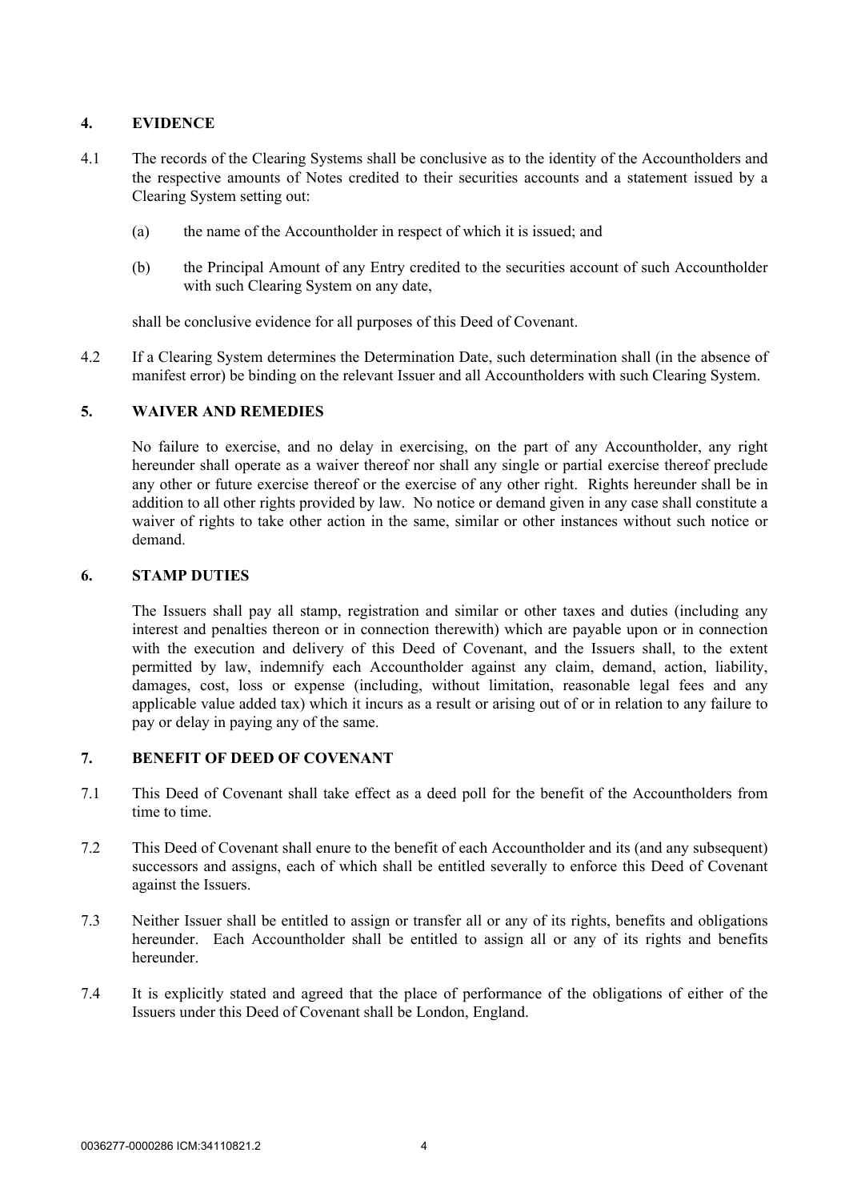## 4. EVIDENCE

4.1 The records of the Clearing Systems shall be conclusive as to the identity of the Accountholders and the respective amounts of Notes credited to their securities accounts and a statement issued by a Clearing System setting out:

(a) the name of the Accountholder in respect of which it is issued; and

(b) the Principal Amount of any Entry credited to the securities account of such Accountholder with such Clearing System on any date,

shall be conclusive evidence for all purposes of this Deed of Covenant.

4.2 If a Clearing System determines the Determination Date, such determination shall (in the absence of manifest error) be binding on the relevant Issuer and all Accountholders with such Clearing System.

## 5. WAIVER AND REMEDIES

No failure to exercise, and no delay in exercising, on the part of any Accountholder, any right hereunder shall operate as a waiver thereof nor shall any single or partial exercise thereof preclude any other or future exercise thereof or the exercise of any other right. Rights hereunder shall be in addition to all other rights provided by law. No notice or demand given in any case shall constitute a waiver of rights to take other action in the same, similar or other instances without such notice or demand.

## 6. STAMP DUTIES

The Issuers shall pay all stamp, registration and similar or other taxes and duties (including any interest and penalties thereon or in connection therewith) which are payable upon or in connection with the execution and delivery of this Deed of Covenant, and the Issuers shall, to the extent permitted by law, indemnify each Accountholder against any claim, demand, action, liability, damages, cost, loss or expense (including, without limitation, reasonable legal fees and any applicable value added tax) which it incurs as a result or arising out of or in relation to any failure to pay or delay in paying any of the same.

## 7. BENEFIT OF DEED OF COVENANT

7.1 This Deed of Covenant shall take effect as a deed poll for the benefit of the Accountholders from time to time.

7.2 This Deed of Covenant shall enure to the benefit of each Accountholder and its (and any subsequent) successors and assigns, each of which shall be entitled severally to enforce this Deed of Covenant against the Issuers.

7.3 Neither Issuer shall be entitled to assign or transfer all or any of its rights, benefits and obligations hereunder. Each Accountholder shall be entitled to assign all or any of its rights and benefits hereunder.

7.4 It is explicitly stated and agreed that the place of performance of the obligations of either of the Issuers under this Deed of Covenant shall be London, England.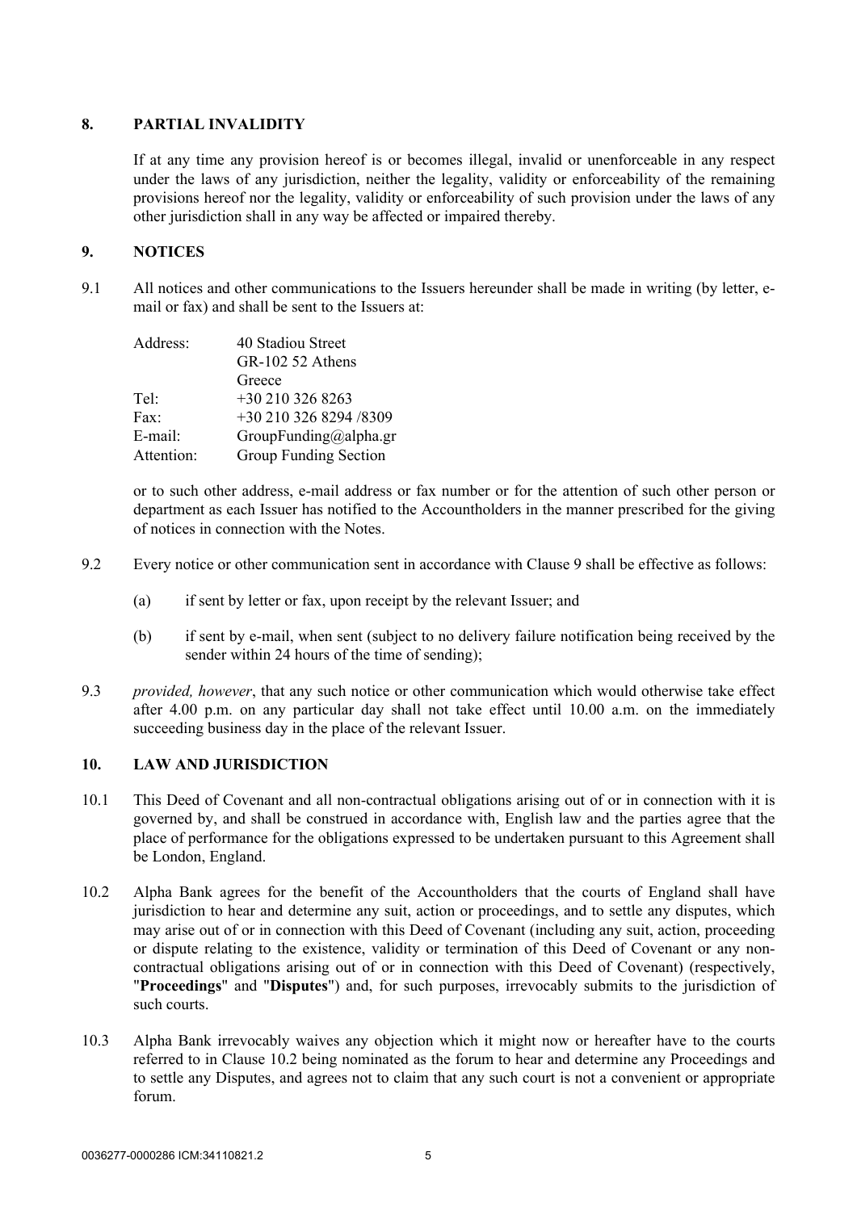## 8. PARTIAL INVALIDITY

If at any time any provision hereof is or becomes illegal, invalid or unenforceable in any respect under the laws of any jurisdiction, neither the legality, validity or enforceability of the remaining provisions hereof nor the legality, validity or enforceability of such provision under the laws of any other jurisdiction shall in any way be affected or impaired thereby.

## 9. NOTICES

9.1 All notices and other communications to the Issuers hereunder shall be made in writing (by letter, e-mail or fax) and shall be sent to the Issuers at:

| | |
|---|---|
| Address: | 40 Stadiou Street<br>GR-102 52 Athens<br>Greece |
| Tel: | +30 210 326 8263 |
| Fax: | +30 210 326 8294 /8309 |
| E-mail: | GroupFunding@alpha.gr |
| Attention: | Group Funding Section |

or to such other address, e-mail address or fax number or for the attention of such other person or department as each Issuer has notified to the Accountholders in the manner prescribed for the giving of notices in connection with the Notes.

9.2 Every notice or other communication sent in accordance with Clause 9 shall be effective as follows:

(a) if sent by letter or fax, upon receipt by the relevant Issuer; and

(b) if sent by e-mail, when sent (subject to no delivery failure notification being received by the sender within 24 hours of the time of sending);

9.3 *provided, however*, that any such notice or other communication which would otherwise take effect after 4.00 p.m. on any particular day shall not take effect until 10.00 a.m. on the immediately succeeding business day in the place of the relevant Issuer.

## 10. LAW AND JURISDICTION

10.1 This Deed of Covenant and all non-contractual obligations arising out of or in connection with it is governed by, and shall be construed in accordance with, English law and the parties agree that the place of performance for the obligations expressed to be undertaken pursuant to this Agreement shall be London, England.

10.2 Alpha Bank agrees for the benefit of the Accountholders that the courts of England shall have jurisdiction to hear and determine any suit, action or proceedings, and to settle any disputes, which may arise out of or in connection with this Deed of Covenant (including any suit, action, proceeding or dispute relating to the existence, validity or termination of this Deed of Covenant or any non-contractual obligations arising out of or in connection with this Deed of Covenant) (respectively, "**Proceedings**" and "**Disputes**") and, for such purposes, irrevocably submits to the jurisdiction of such courts.

10.3 Alpha Bank irrevocably waives any objection which it might now or hereafter have to the courts referred to in Clause 10.2 being nominated as the forum to hear and determine any Proceedings and to settle any Disputes, and agrees not to claim that any such court is not a convenient or appropriate forum.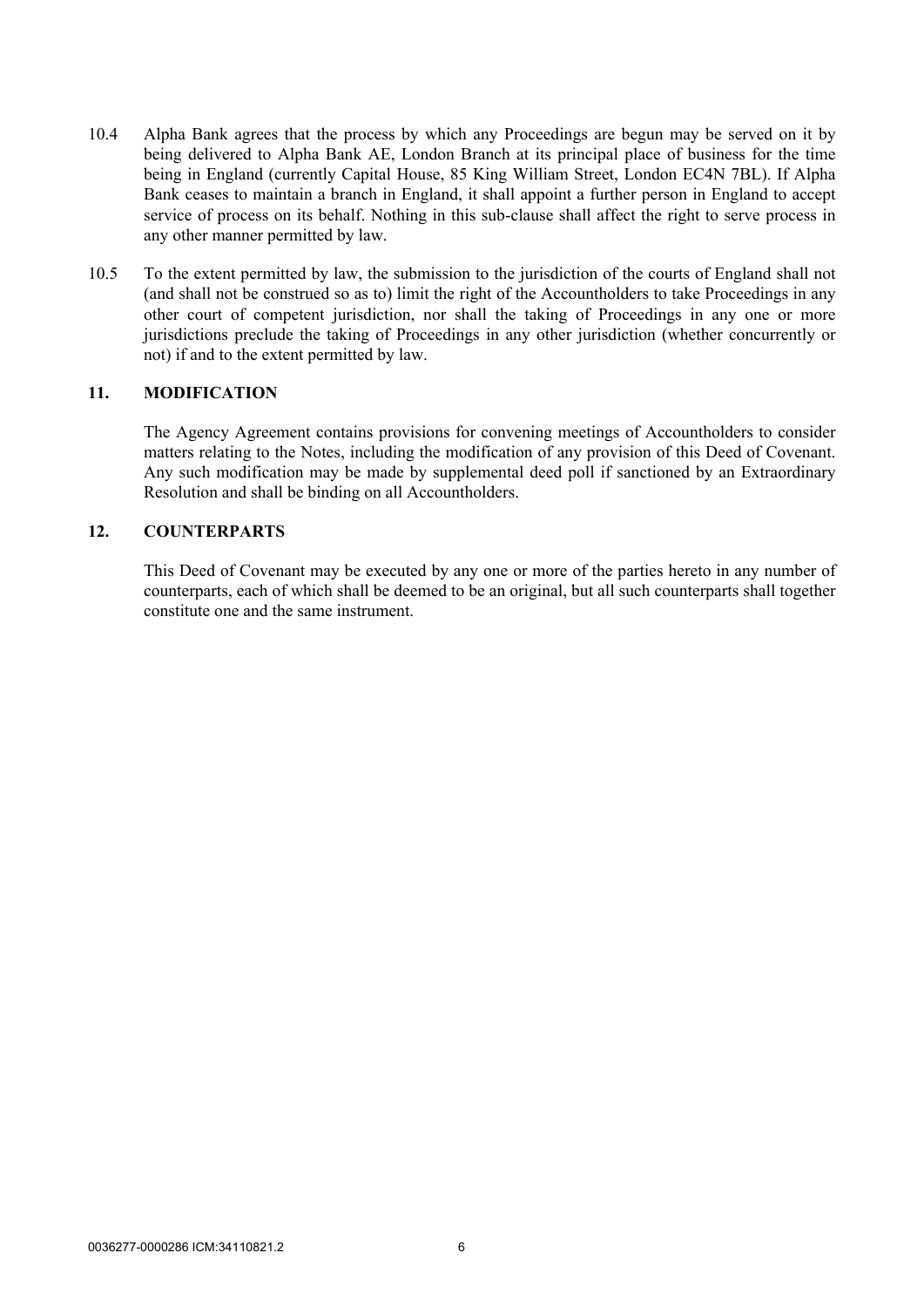10.4 Alpha Bank agrees that the process by which any Proceedings are begun may be served on it by being delivered to Alpha Bank AE, London Branch at its principal place of business for the time being in England (currently Capital House, 85 King William Street, London EC4N 7BL). If Alpha Bank ceases to maintain a branch in England, it shall appoint a further person in England to accept service of process on its behalf. Nothing in this sub-clause shall affect the right to serve process in any other manner permitted by law.

10.5 To the extent permitted by law, the submission to the jurisdiction of the courts of England shall not (and shall not be construed so as to) limit the right of the Accountholders to take Proceedings in any other court of competent jurisdiction, nor shall the taking of Proceedings in any one or more jurisdictions preclude the taking of Proceedings in any other jurisdiction (whether concurrently or not) if and to the extent permitted by law.

## 11. MODIFICATION

The Agency Agreement contains provisions for convening meetings of Accountholders to consider matters relating to the Notes, including the modification of any provision of this Deed of Covenant. Any such modification may be made by supplemental deed poll if sanctioned by an Extraordinary Resolution and shall be binding on all Accountholders.

## 12. COUNTERPARTS

This Deed of Covenant may be executed by any one or more of the parties hereto in any number of counterparts, each of which shall be deemed to be an original, but all such counterparts shall together constitute one and the same instrument.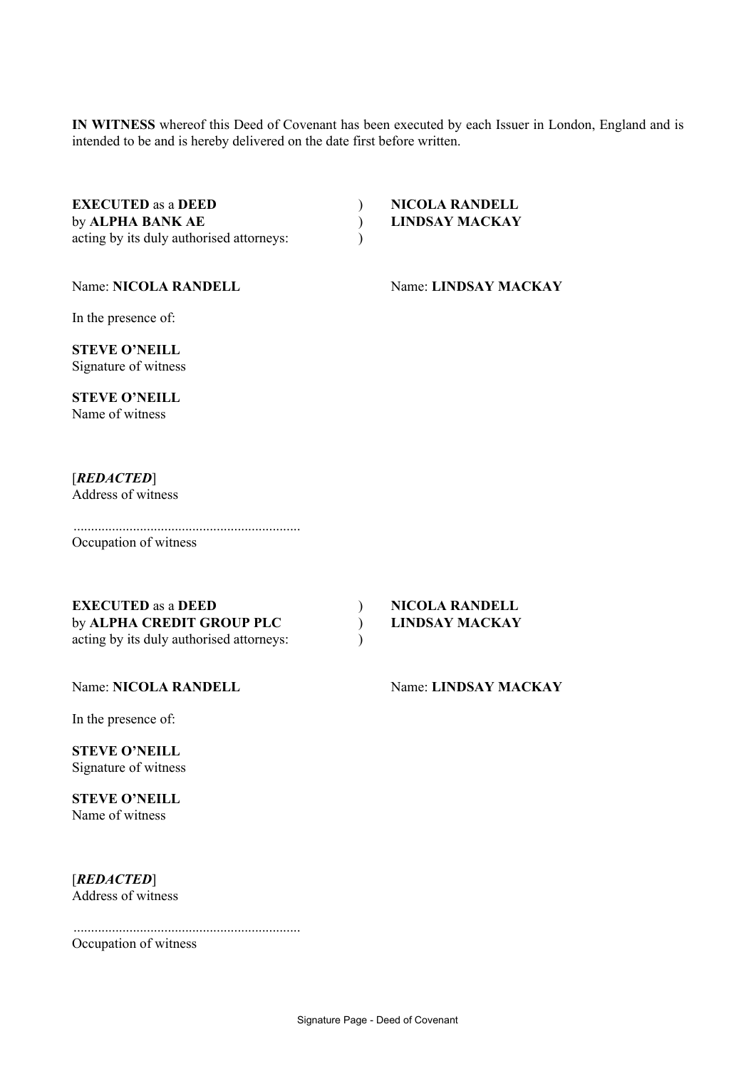**IN WITNESS** whereof this Deed of Covenant has been executed by each Issuer in London, England and is intended to be and is hereby delivered on the date first before written.

**EXECUTED** as a **DEED** ) **NICOLA RANDELL**
by **ALPHA BANK AE** ) **LINDSAY MACKAY**
acting by its duly authorised attorneys: )

Name: **NICOLA RANDELL** Name: **LINDSAY MACKAY**

In the presence of:

**STEVE O'NEILL**
Signature of witness

**STEVE O'NEILL**
Name of witness

[***REDACTED***]
Address of witness

................................................................
Occupation of witness

**EXECUTED** as a **DEED** ) **NICOLA RANDELL**
by **ALPHA CREDIT GROUP PLC** ) **LINDSAY MACKAY**
acting by its duly authorised attorneys: )

Name: **NICOLA RANDELL** Name: **LINDSAY MACKAY**

In the presence of:

**STEVE O'NEILL**
Signature of witness

**STEVE O'NEILL**
Name of witness

[***REDACTED***]
Address of witness

................................................................
Occupation of witness

Signature Page - Deed of Covenant